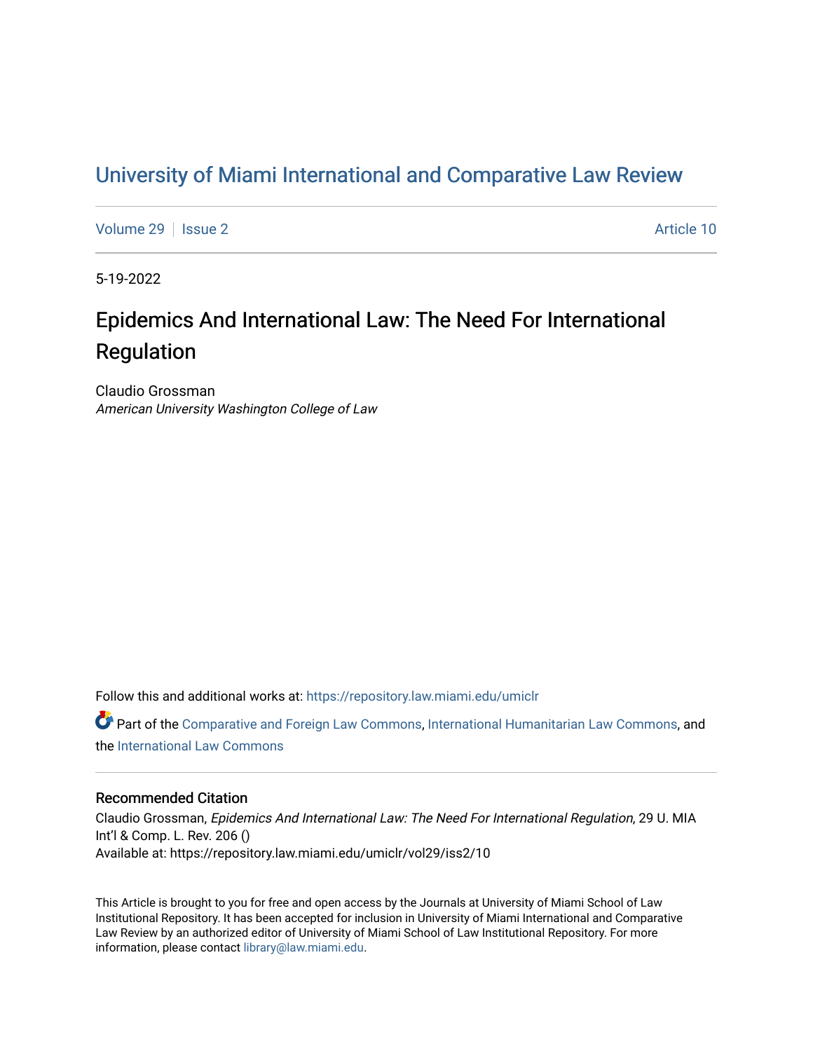# University of Miami International and Comparative Law Review

Volume 29 | Issue 2 | Article 10

5-19-2022

## Epidemics And International Law: The Need For International Regulation

Claudio Grossman
*American University Washington College of Law*

Follow this and additional works at: https://repository.law.miami.edu/umiclr

Part of the Comparative and Foreign Law Commons, International Humanitarian Law Commons, and the International Law Commons

### Recommended Citation

Claudio Grossman, *Epidemics And International Law: The Need For International Regulation*, 29 U. MIA Int'l & Comp. L. Rev. 206 ()
Available at: https://repository.law.miami.edu/umiclr/vol29/iss2/10

This Article is brought to you for free and open access by the Journals at University of Miami School of Law Institutional Repository. It has been accepted for inclusion in University of Miami International and Comparative Law Review by an authorized editor of University of Miami School of Law Institutional Repository. For more information, please contact library@law.miami.edu.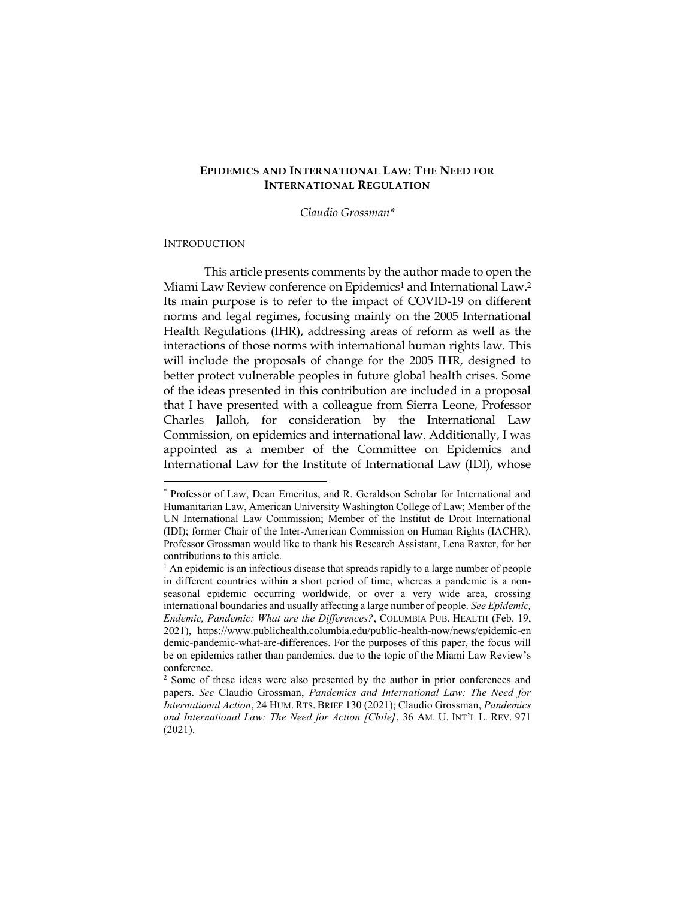**EPIDEMICS AND INTERNATIONAL LAW: THE NEED FOR INTERNATIONAL REGULATION**

*Claudio Grossman**

INTRODUCTION

This article presents comments by the author made to open the Miami Law Review conference on Epidemics[1] and International Law.[2] Its main purpose is to refer to the impact of COVID-19 on different norms and legal regimes, focusing mainly on the 2005 International Health Regulations (IHR), addressing areas of reform as well as the interactions of those norms with international human rights law. This will include the proposals of change for the 2005 IHR, designed to better protect vulnerable peoples in future global health crises. Some of the ideas presented in this contribution are included in a proposal that I have presented with a colleague from Sierra Leone, Professor Charles Jalloh, for consideration by the International Law Commission, on epidemics and international law. Additionally, I was appointed as a member of the Committee on Epidemics and International Law for the Institute of International Law (IDI), whose

---

* Professor of Law, Dean Emeritus, and R. Geraldson Scholar for International and Humanitarian Law, American University Washington College of Law; Member of the UN International Law Commission; Member of the Institut de Droit International (IDI); former Chair of the Inter-American Commission on Human Rights (IACHR). Professor Grossman would like to thank his Research Assistant, Lena Raxter, for her contributions to this article.

[1] An epidemic is an infectious disease that spreads rapidly to a large number of people in different countries within a short period of time, whereas a pandemic is a non-seasonal epidemic occurring worldwide, or over a very wide area, crossing international boundaries and usually affecting a large number of people. *See Epidemic, Endemic, Pandemic: What are the Differences?*, COLUMBIA PUB. HEALTH (Feb. 19, 2021), https://www.publichealth.columbia.edu/public-health-now/news/epidemic-endemic-pandemic-what-are-differences. For the purposes of this paper, the focus will be on epidemics rather than pandemics, due to the topic of the Miami Law Review's conference.

[2] Some of these ideas were also presented by the author in prior conferences and papers. *See* Claudio Grossman, *Pandemics and International Law: The Need for International Action*, 24 HUM. RTS. BRIEF 130 (2021); Claudio Grossman, *Pandemics and International Law: The Need for Action [Chile]*, 36 AM. U. INT'L L. REV. 971 (2021).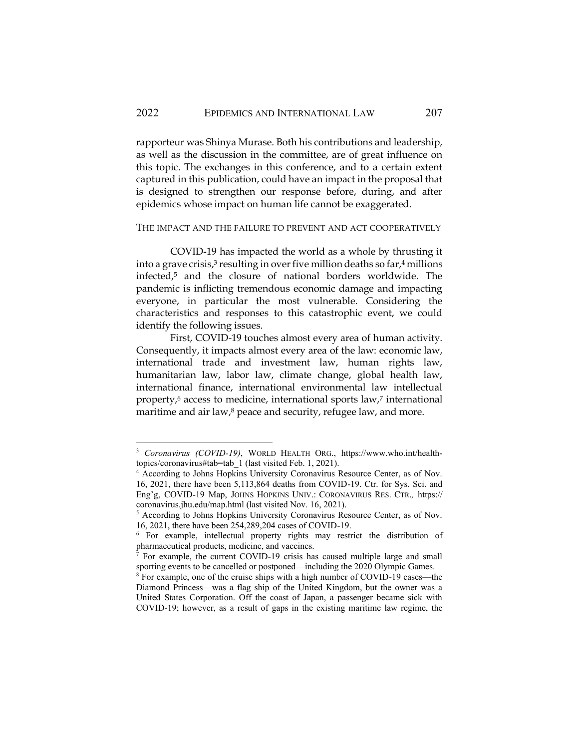rapporteur was Shinya Murase. Both his contributions and leadership, as well as the discussion in the committee, are of great influence on this topic. The exchanges in this conference, and to a certain extent captured in this publication, could have an impact in the proposal that is designed to strengthen our response before, during, and after epidemics whose impact on human life cannot be exaggerated.

## THE IMPACT AND THE FAILURE TO PREVENT AND ACT COOPERATIVELY

COVID-19 has impacted the world as a whole by thrusting it into a grave crisis,[3] resulting in over five million deaths so far,[4] millions infected,[5] and the closure of national borders worldwide. The pandemic is inflicting tremendous economic damage and impacting everyone, in particular the most vulnerable. Considering the characteristics and responses to this catastrophic event, we could identify the following issues.

First, COVID-19 touches almost every area of human activity. Consequently, it impacts almost every area of the law: economic law, international trade and investment law, human rights law, humanitarian law, labor law, climate change, global health law, international finance, international environmental law intellectual property,[6] access to medicine, international sports law,[7] international maritime and air law,[8] peace and security, refugee law, and more.

---

[3] *Coronavirus (COVID-19)*, WORLD HEALTH ORG., https://www.who.int/health-topics/coronavirus#tab=tab_1 (last visited Feb. 1, 2021).

[4] According to Johns Hopkins University Coronavirus Resource Center, as of Nov. 16, 2021, there have been 5,113,864 deaths from COVID-19. Ctr. for Sys. Sci. and Eng'g, COVID-19 Map, JOHNS HOPKINS UNIV.: CORONAVIRUS RES. CTR., https:// coronavirus.jhu.edu/map.html (last visited Nov. 16, 2021).

[5] According to Johns Hopkins University Coronavirus Resource Center, as of Nov. 16, 2021, there have been 254,289,204 cases of COVID-19.

[6] For example, intellectual property rights may restrict the distribution of pharmaceutical products, medicine, and vaccines.

[7] For example, the current COVID-19 crisis has caused multiple large and small sporting events to be cancelled or postponed—including the 2020 Olympic Games.

[8] For example, one of the cruise ships with a high number of COVID-19 cases—the Diamond Princess—was a flag ship of the United Kingdom, but the owner was a United States Corporation. Off the coast of Japan, a passenger became sick with COVID-19; however, as a result of gaps in the existing maritime law regime, the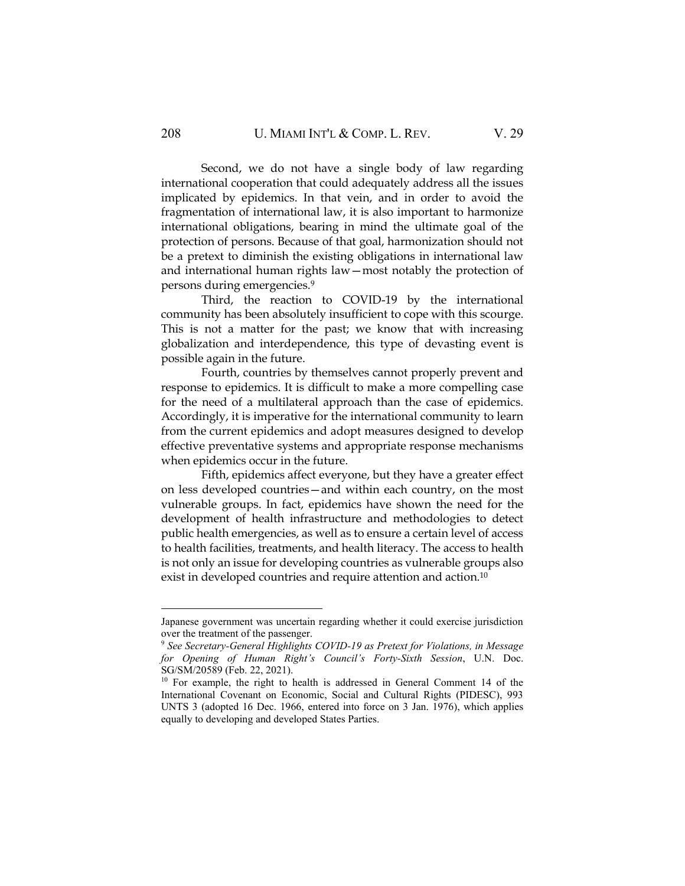Second, we do not have a single body of law regarding international cooperation that could adequately address all the issues implicated by epidemics. In that vein, and in order to avoid the fragmentation of international law, it is also important to harmonize international obligations, bearing in mind the ultimate goal of the protection of persons. Because of that goal, harmonization should not be a pretext to diminish the existing obligations in international law and international human rights law—most notably the protection of persons during emergencies.[9]

Third, the reaction to COVID-19 by the international community has been absolutely insufficient to cope with this scourge. This is not a matter for the past; we know that with increasing globalization and interdependence, this type of devasting event is possible again in the future.

Fourth, countries by themselves cannot properly prevent and response to epidemics. It is difficult to make a more compelling case for the need of a multilateral approach than the case of epidemics. Accordingly, it is imperative for the international community to learn from the current epidemics and adopt measures designed to develop effective preventative systems and appropriate response mechanisms when epidemics occur in the future.

Fifth, epidemics affect everyone, but they have a greater effect on less developed countries—and within each country, on the most vulnerable groups. In fact, epidemics have shown the need for the development of health infrastructure and methodologies to detect public health emergencies, as well as to ensure a certain level of access to health facilities, treatments, and health literacy. The access to health is not only an issue for developing countries as vulnerable groups also exist in developed countries and require attention and action.[10]

---

Japanese government was uncertain regarding whether it could exercise jurisdiction over the treatment of the passenger.

[9] *See Secretary-General Highlights COVID-19 as Pretext for Violations, in Message for Opening of Human Right's Council's Forty-Sixth Session*, U.N. Doc. SG/SM/20589 (Feb. 22, 2021).

[10] For example, the right to health is addressed in General Comment 14 of the International Covenant on Economic, Social and Cultural Rights (PIDESC), 993 UNTS 3 (adopted 16 Dec. 1966, entered into force on 3 Jan. 1976), which applies equally to developing and developed States Parties.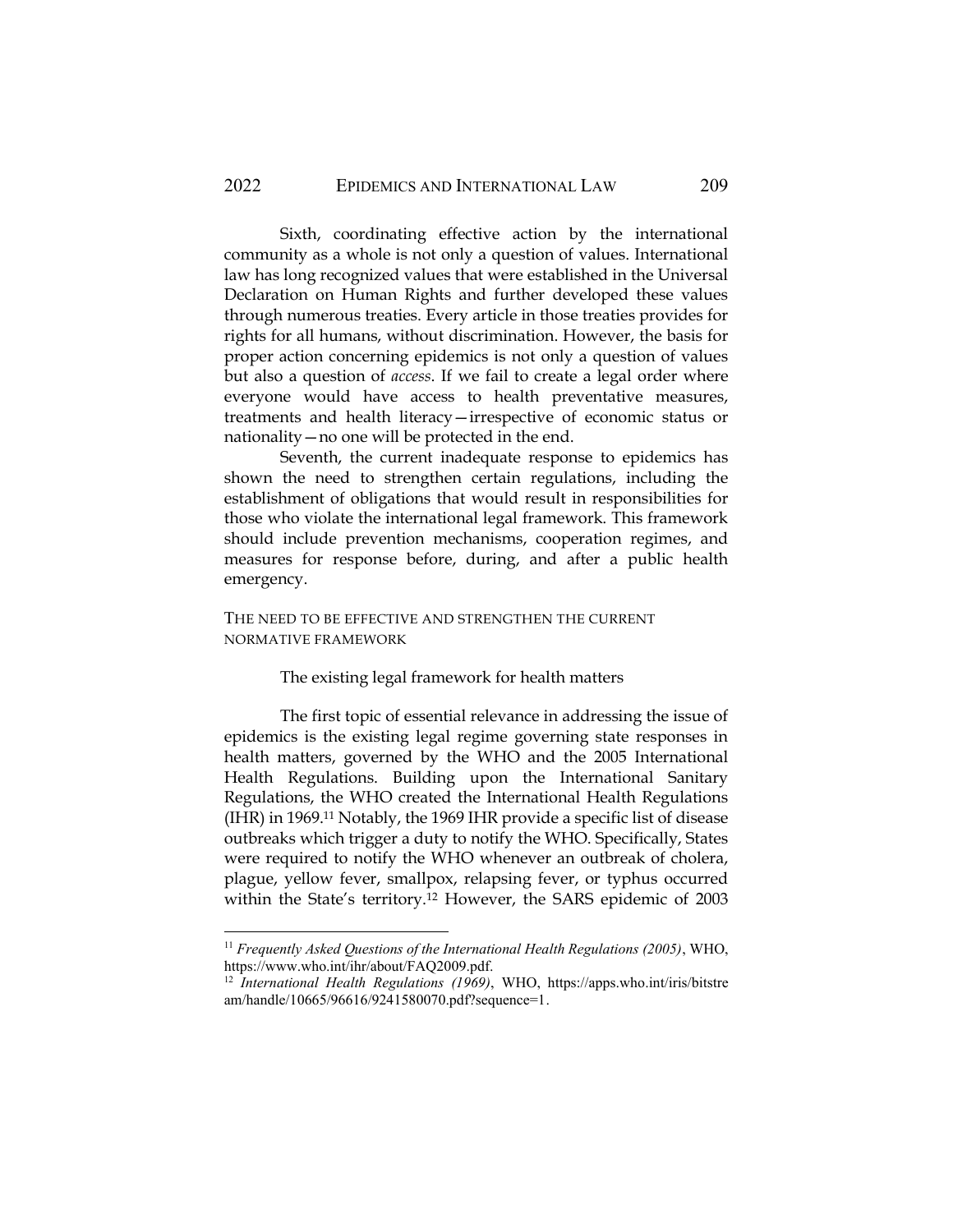Sixth, coordinating effective action by the international community as a whole is not only a question of values. International law has long recognized values that were established in the Universal Declaration on Human Rights and further developed these values through numerous treaties. Every article in those treaties provides for rights for all humans, without discrimination. However, the basis for proper action concerning epidemics is not only a question of values but also a question of *access*. If we fail to create a legal order where everyone would have access to health preventative measures, treatments and health literacy—irrespective of economic status or nationality—no one will be protected in the end.

Seventh, the current inadequate response to epidemics has shown the need to strengthen certain regulations, including the establishment of obligations that would result in responsibilities for those who violate the international legal framework. This framework should include prevention mechanisms, cooperation regimes, and measures for response before, during, and after a public health emergency.

## THE NEED TO BE EFFECTIVE AND STRENGTHEN THE CURRENT NORMATIVE FRAMEWORK

### The existing legal framework for health matters

The first topic of essential relevance in addressing the issue of epidemics is the existing legal regime governing state responses in health matters, governed by the WHO and the 2005 International Health Regulations. Building upon the International Sanitary Regulations, the WHO created the International Health Regulations (IHR) in 1969.[11] Notably, the 1969 IHR provide a specific list of disease outbreaks which trigger a duty to notify the WHO. Specifically, States were required to notify the WHO whenever an outbreak of cholera, plague, yellow fever, smallpox, relapsing fever, or typhus occurred within the State's territory.[12] However, the SARS epidemic of 2003

---

[11] *Frequently Asked Questions of the International Health Regulations (2005)*, WHO, https://www.who.int/ihr/about/FAQ2009.pdf.

[12] *International Health Regulations (1969)*, WHO, https://apps.who.int/iris/bitstream/handle/10665/96616/9241580070.pdf?sequence=1.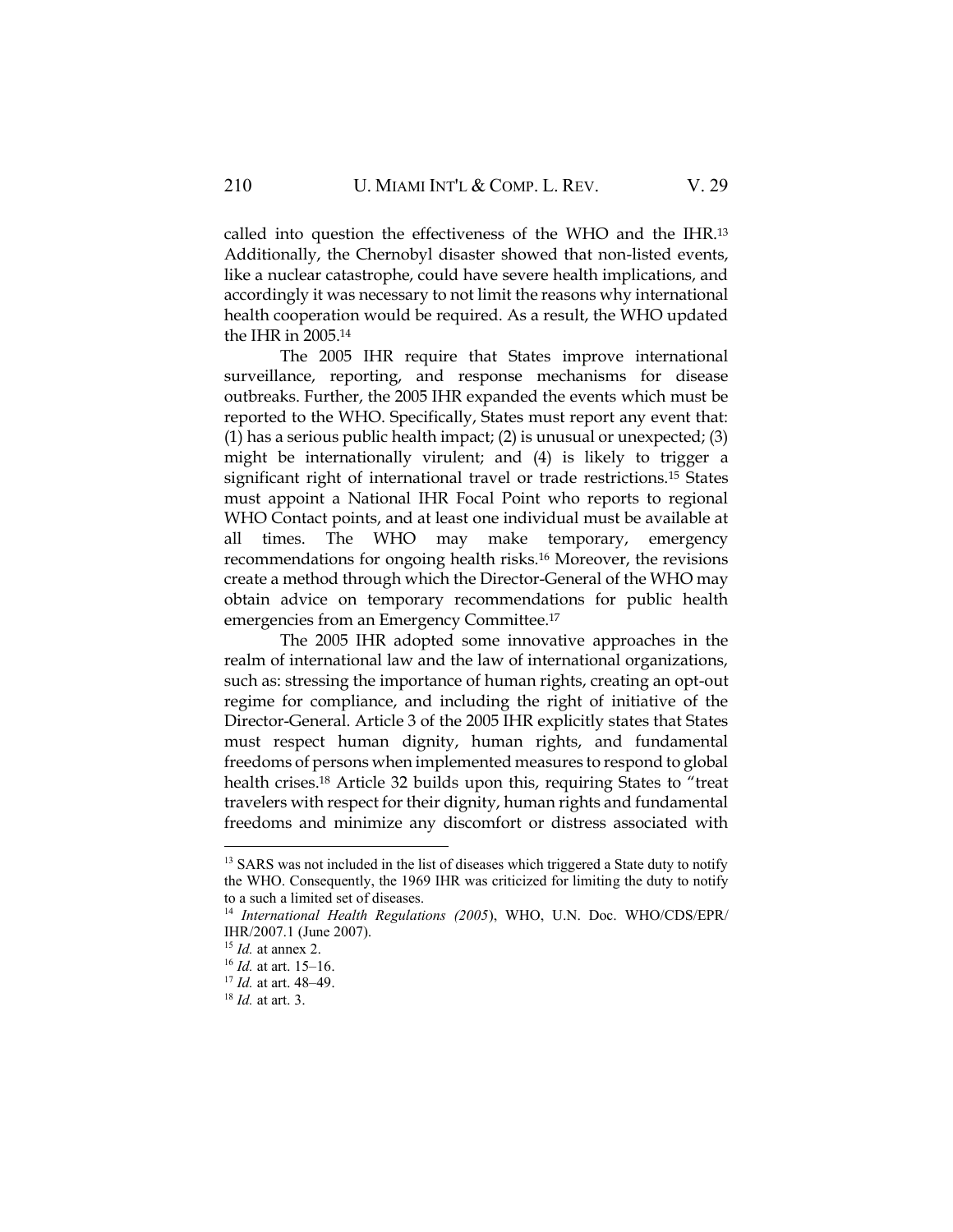called into question the effectiveness of the WHO and the IHR.[13] Additionally, the Chernobyl disaster showed that non-listed events, like a nuclear catastrophe, could have severe health implications, and accordingly it was necessary to not limit the reasons why international health cooperation would be required. As a result, the WHO updated the IHR in 2005.[14]

The 2005 IHR require that States improve international surveillance, reporting, and response mechanisms for disease outbreaks. Further, the 2005 IHR expanded the events which must be reported to the WHO. Specifically, States must report any event that: (1) has a serious public health impact; (2) is unusual or unexpected; (3) might be internationally virulent; and (4) is likely to trigger a significant right of international travel or trade restrictions.[15] States must appoint a National IHR Focal Point who reports to regional WHO Contact points, and at least one individual must be available at all times. The WHO may make temporary, emergency recommendations for ongoing health risks.[16] Moreover, the revisions create a method through which the Director-General of the WHO may obtain advice on temporary recommendations for public health emergencies from an Emergency Committee.[17]

The 2005 IHR adopted some innovative approaches in the realm of international law and the law of international organizations, such as: stressing the importance of human rights, creating an opt-out regime for compliance, and including the right of initiative of the Director-General. Article 3 of the 2005 IHR explicitly states that States must respect human dignity, human rights, and fundamental freedoms of persons when implemented measures to respond to global health crises.[18] Article 32 builds upon this, requiring States to "treat travelers with respect for their dignity, human rights and fundamental freedoms and minimize any discomfort or distress associated with

---

[13] SARS was not included in the list of diseases which triggered a State duty to notify the WHO. Consequently, the 1969 IHR was criticized for limiting the duty to notify to a such a limited set of diseases.

[14] *International Health Regulations (2005)*, WHO, U.N. Doc. WHO/CDS/EPR/IHR/2007.1 (June 2007).

[15] *Id.* at annex 2.

[16] *Id.* at art. 15–16.

[17] *Id.* at art. 48–49.

[18] *Id.* at art. 3.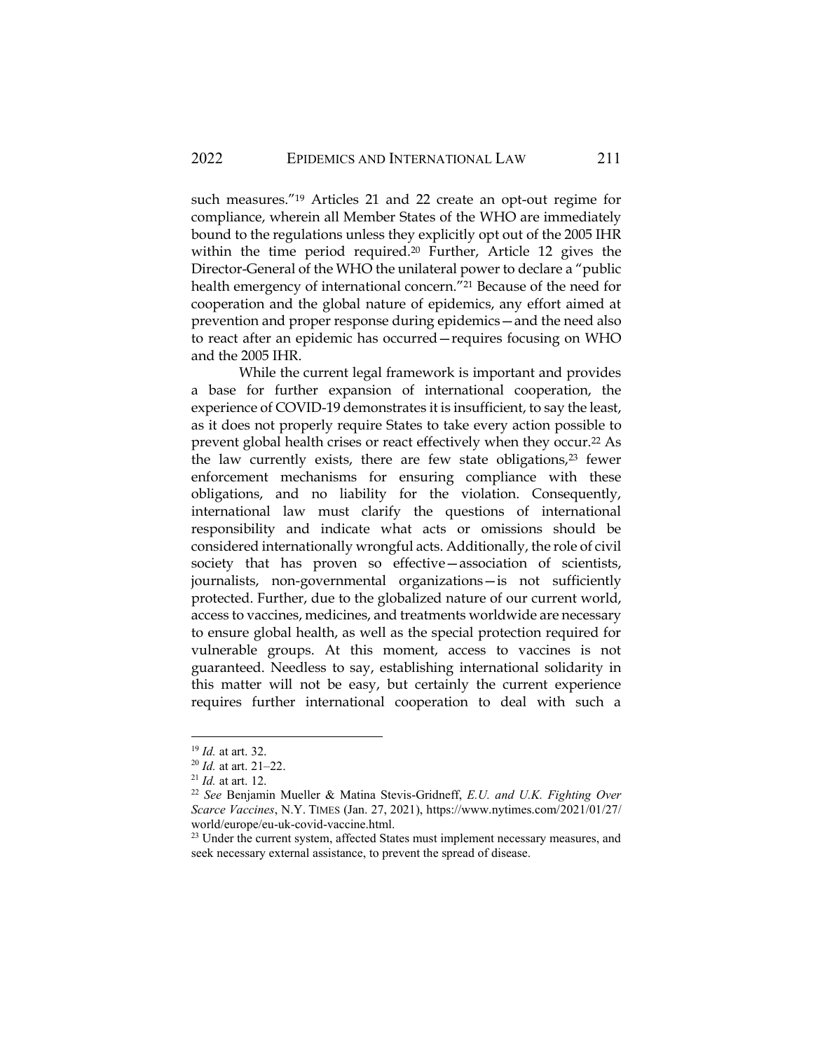such measures."[19] Articles 21 and 22 create an opt-out regime for compliance, wherein all Member States of the WHO are immediately bound to the regulations unless they explicitly opt out of the 2005 IHR within the time period required.[20] Further, Article 12 gives the Director-General of the WHO the unilateral power to declare a "public health emergency of international concern."[21] Because of the need for cooperation and the global nature of epidemics, any effort aimed at prevention and proper response during epidemics—and the need also to react after an epidemic has occurred—requires focusing on WHO and the 2005 IHR.

While the current legal framework is important and provides a base for further expansion of international cooperation, the experience of COVID-19 demonstrates it is insufficient, to say the least, as it does not properly require States to take every action possible to prevent global health crises or react effectively when they occur.[22] As the law currently exists, there are few state obligations,[23] fewer enforcement mechanisms for ensuring compliance with these obligations, and no liability for the violation. Consequently, international law must clarify the questions of international responsibility and indicate what acts or omissions should be considered internationally wrongful acts. Additionally, the role of civil society that has proven so effective—association of scientists, journalists, non-governmental organizations—is not sufficiently protected. Further, due to the globalized nature of our current world, access to vaccines, medicines, and treatments worldwide are necessary to ensure global health, as well as the special protection required for vulnerable groups. At this moment, access to vaccines is not guaranteed. Needless to say, establishing international solidarity in this matter will not be easy, but certainly the current experience requires further international cooperation to deal with such a

---

[19] *Id.* at art. 32.

[20] *Id.* at art. 21–22.

[21] *Id.* at art. 12.

[22] *See* Benjamin Mueller & Matina Stevis-Gridneff, *E.U. and U.K. Fighting Over Scarce Vaccines*, N.Y. TIMES (Jan. 27, 2021), https://www.nytimes.com/2021/01/27/world/europe/eu-uk-covid-vaccine.html.

[23] Under the current system, affected States must implement necessary measures, and seek necessary external assistance, to prevent the spread of disease.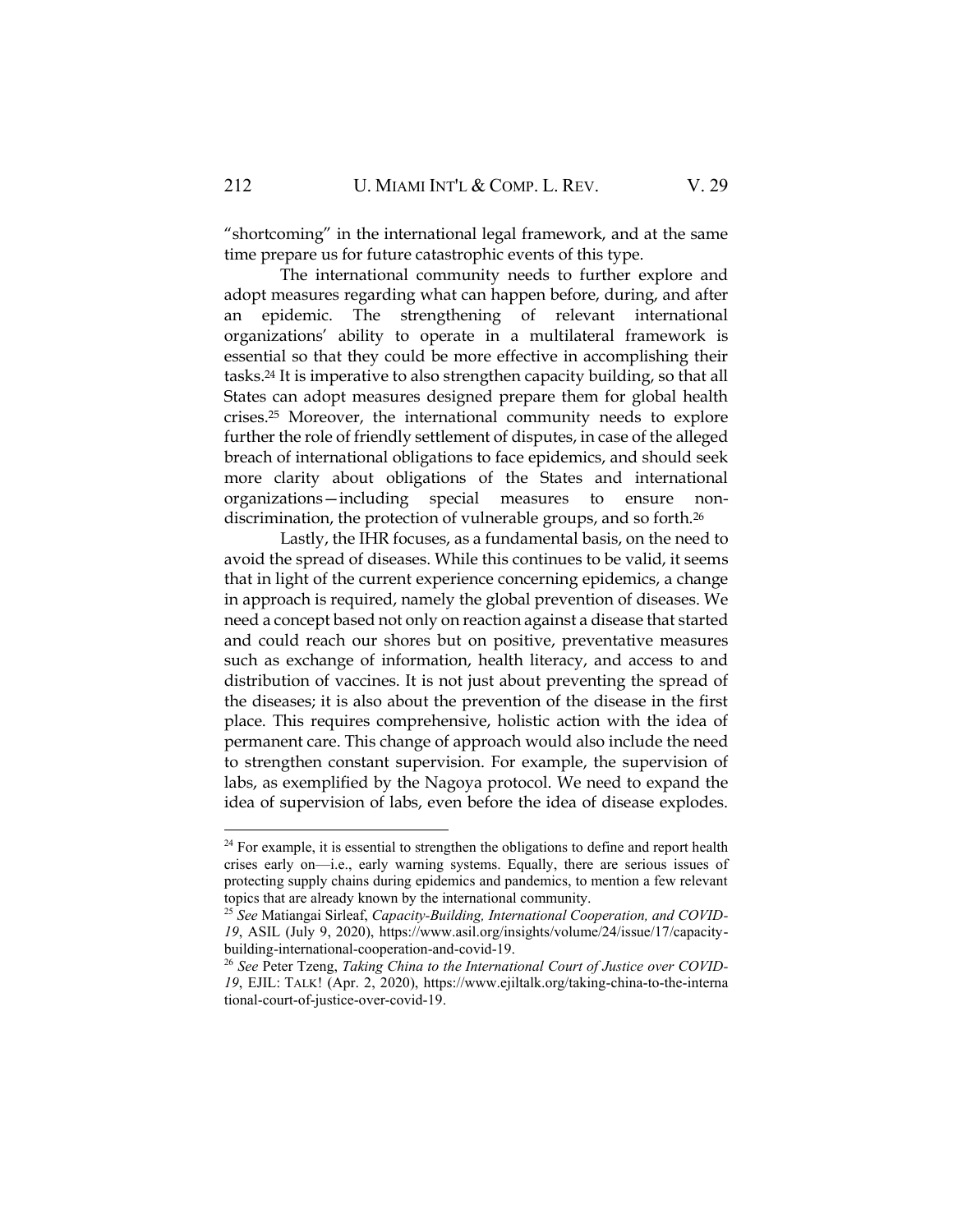"shortcoming" in the international legal framework, and at the same time prepare us for future catastrophic events of this type.

The international community needs to further explore and adopt measures regarding what can happen before, during, and after an epidemic. The strengthening of relevant international organizations' ability to operate in a multilateral framework is essential so that they could be more effective in accomplishing their tasks.[24] It is imperative to also strengthen capacity building, so that all States can adopt measures designed prepare them for global health crises.[25] Moreover, the international community needs to explore further the role of friendly settlement of disputes, in case of the alleged breach of international obligations to face epidemics, and should seek more clarity about obligations of the States and international organizations—including special measures to ensure non-discrimination, the protection of vulnerable groups, and so forth.[26]

Lastly, the IHR focuses, as a fundamental basis, on the need to avoid the spread of diseases. While this continues to be valid, it seems that in light of the current experience concerning epidemics, a change in approach is required, namely the global prevention of diseases. We need a concept based not only on reaction against a disease that started and could reach our shores but on positive, preventative measures such as exchange of information, health literacy, and access to and distribution of vaccines. It is not just about preventing the spread of the diseases; it is also about the prevention of the disease in the first place. This requires comprehensive, holistic action with the idea of permanent care. This change of approach would also include the need to strengthen constant supervision. For example, the supervision of labs, as exemplified by the Nagoya protocol. We need to expand the idea of supervision of labs, even before the idea of disease explodes.

---

[24] For example, it is essential to strengthen the obligations to define and report health crises early on—i.e., early warning systems. Equally, there are serious issues of protecting supply chains during epidemics and pandemics, to mention a few relevant topics that are already known by the international community.

[25] *See* Matiangai Sirleaf, *Capacity-Building, International Cooperation, and COVID-19*, ASIL (July 9, 2020), https://www.asil.org/insights/volume/24/issue/17/capacity-building-international-cooperation-and-covid-19.

[26] *See* Peter Tzeng, *Taking China to the International Court of Justice over COVID-19*, EJIL: TALK! (Apr. 2, 2020), https://www.ejiltalk.org/taking-china-to-the-international-court-of-justice-over-covid-19.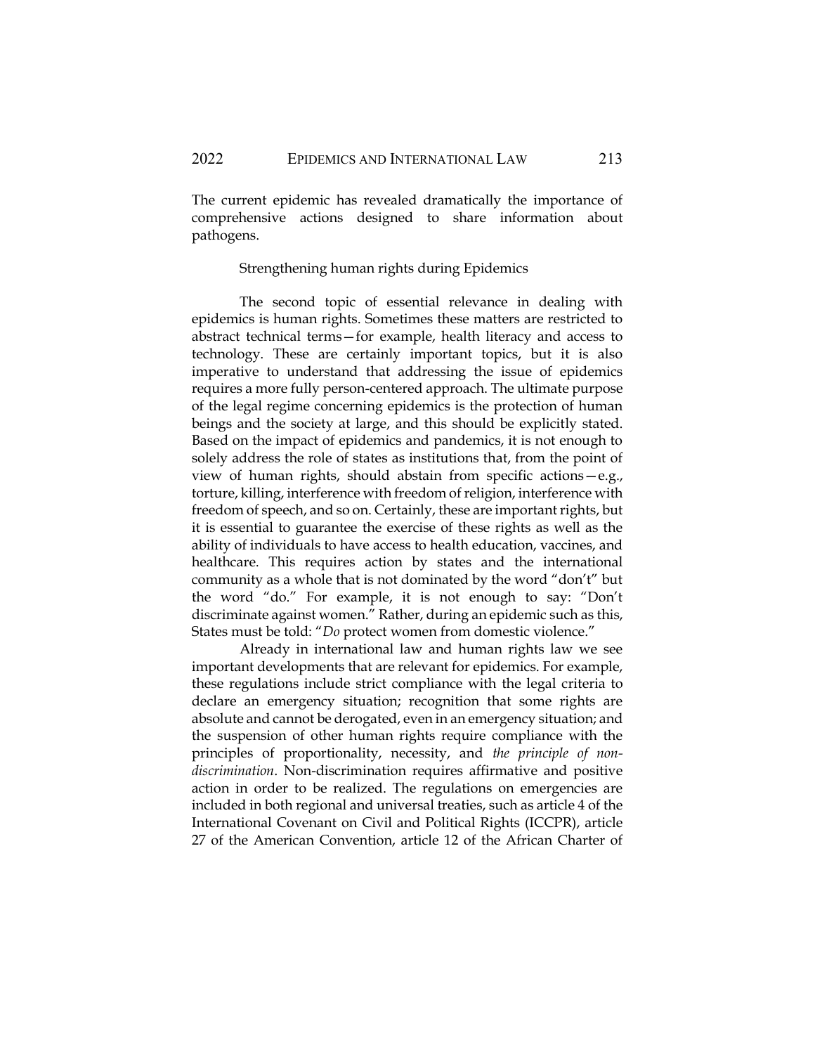The current epidemic has revealed dramatically the importance of comprehensive actions designed to share information about pathogens.

## Strengthening human rights during Epidemics

The second topic of essential relevance in dealing with epidemics is human rights. Sometimes these matters are restricted to abstract technical terms—for example, health literacy and access to technology. These are certainly important topics, but it is also imperative to understand that addressing the issue of epidemics requires a more fully person-centered approach. The ultimate purpose of the legal regime concerning epidemics is the protection of human beings and the society at large, and this should be explicitly stated. Based on the impact of epidemics and pandemics, it is not enough to solely address the role of states as institutions that, from the point of view of human rights, should abstain from specific actions—e.g., torture, killing, interference with freedom of religion, interference with freedom of speech, and so on. Certainly, these are important rights, but it is essential to guarantee the exercise of these rights as well as the ability of individuals to have access to health education, vaccines, and healthcare. This requires action by states and the international community as a whole that is not dominated by the word "don't" but the word "do." For example, it is not enough to say: "Don't discriminate against women." Rather, during an epidemic such as this, States must be told: "*Do* protect women from domestic violence."

Already in international law and human rights law we see important developments that are relevant for epidemics. For example, these regulations include strict compliance with the legal criteria to declare an emergency situation; recognition that some rights are absolute and cannot be derogated, even in an emergency situation; and the suspension of other human rights require compliance with the principles of proportionality, necessity, and *the principle of non-discrimination*. Non-discrimination requires affirmative and positive action in order to be realized. The regulations on emergencies are included in both regional and universal treaties, such as article 4 of the International Covenant on Civil and Political Rights (ICCPR), article 27 of the American Convention, article 12 of the African Charter of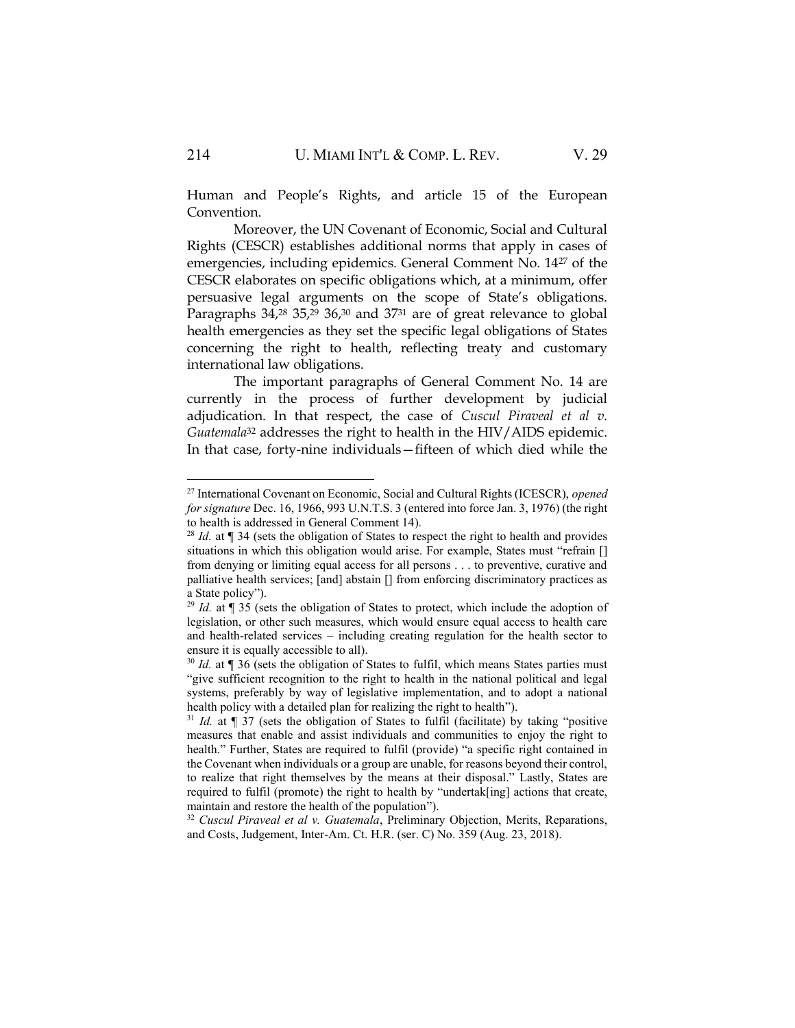Human and People's Rights, and article 15 of the European Convention.

Moreover, the UN Covenant of Economic, Social and Cultural Rights (CESCR) establishes additional norms that apply in cases of emergencies, including epidemics. General Comment No. 14[27] of the CESCR elaborates on specific obligations which, at a minimum, offer persuasive legal arguments on the scope of State's obligations. Paragraphs 34,[28] 35,[29] 36,[30] and 37[31] are of great relevance to global health emergencies as they set the specific legal obligations of States concerning the right to health, reflecting treaty and customary international law obligations.

The important paragraphs of General Comment No. 14 are currently in the process of further development by judicial adjudication. In that respect, the case of *Cuscul Piraveal et al v. Guatemala*[32] addresses the right to health in the HIV/AIDS epidemic. In that case, forty-nine individuals—fifteen of which died while the

---

[27] International Covenant on Economic, Social and Cultural Rights (ICESCR), *opened for signature* Dec. 16, 1966, 993 U.N.T.S. 3 (entered into force Jan. 3, 1976) (the right to health is addressed in General Comment 14).

[28] *Id.* at ¶ 34 (sets the obligation of States to respect the right to health and provides situations in which this obligation would arise. For example, States must "refrain [] from denying or limiting equal access for all persons . . . to preventive, curative and palliative health services; [and] abstain [] from enforcing discriminatory practices as a State policy").

[29] *Id.* at ¶ 35 (sets the obligation of States to protect, which include the adoption of legislation, or other such measures, which would ensure equal access to health care and health-related services – including creating regulation for the health sector to ensure it is equally accessible to all).

[30] *Id.* at ¶ 36 (sets the obligation of States to fulfil, which means States parties must "give sufficient recognition to the right to health in the national political and legal systems, preferably by way of legislative implementation, and to adopt a national health policy with a detailed plan for realizing the right to health").

[31] *Id.* at ¶ 37 (sets the obligation of States to fulfil (facilitate) by taking "positive measures that enable and assist individuals and communities to enjoy the right to health." Further, States are required to fulfil (provide) "a specific right contained in the Covenant when individuals or a group are unable, for reasons beyond their control, to realize that right themselves by the means at their disposal." Lastly, States are required to fulfil (promote) the right to health by "undertak[ing] actions that create, maintain and restore the health of the population").

[32] *Cuscul Piraveal et al v. Guatemala*, Preliminary Objection, Merits, Reparations, and Costs, Judgement, Inter-Am. Ct. H.R. (ser. C) No. 359 (Aug. 23, 2018).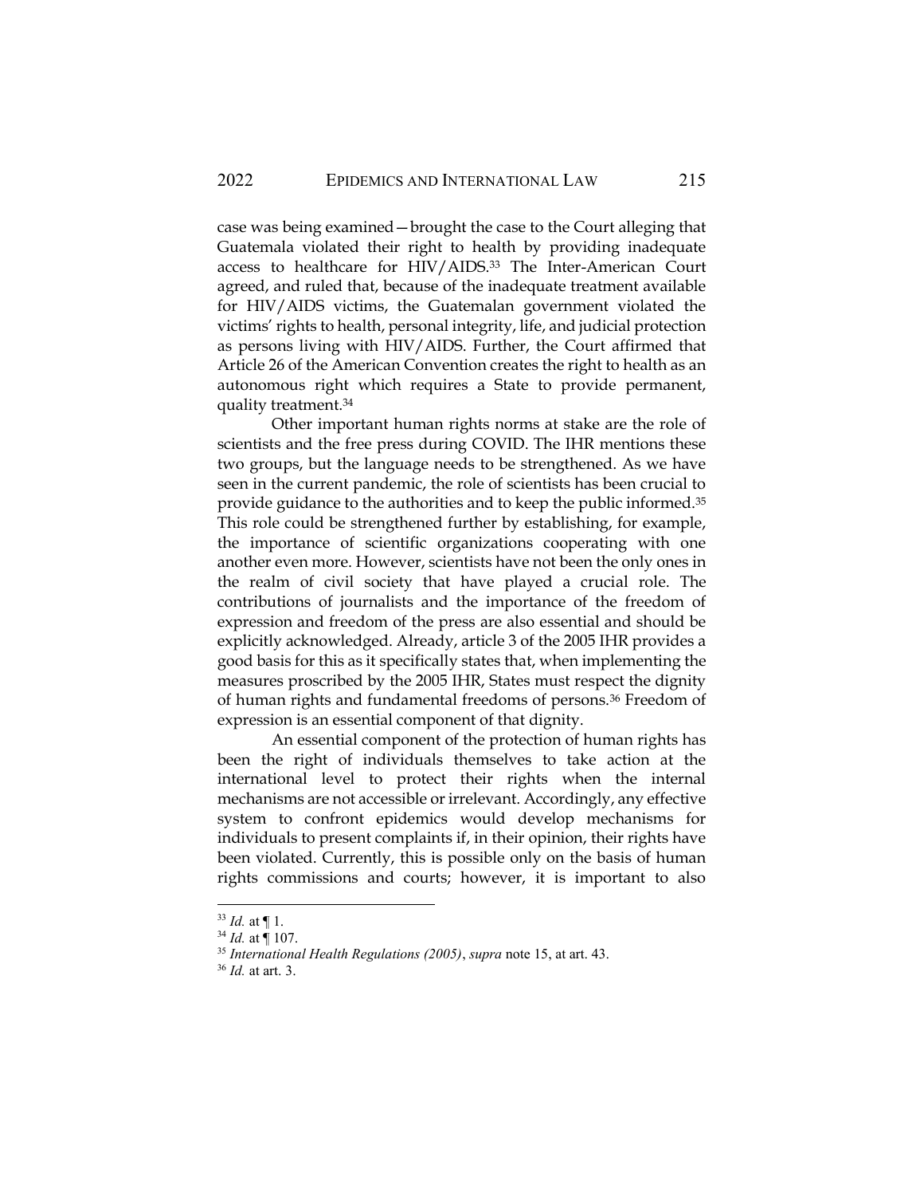case was being examined—brought the case to the Court alleging that Guatemala violated their right to health by providing inadequate access to healthcare for HIV/AIDS.[33] The Inter-American Court agreed, and ruled that, because of the inadequate treatment available for HIV/AIDS victims, the Guatemalan government violated the victims' rights to health, personal integrity, life, and judicial protection as persons living with HIV/AIDS. Further, the Court affirmed that Article 26 of the American Convention creates the right to health as an autonomous right which requires a State to provide permanent, quality treatment.[34]

Other important human rights norms at stake are the role of scientists and the free press during COVID. The IHR mentions these two groups, but the language needs to be strengthened. As we have seen in the current pandemic, the role of scientists has been crucial to provide guidance to the authorities and to keep the public informed.[35] This role could be strengthened further by establishing, for example, the importance of scientific organizations cooperating with one another even more. However, scientists have not been the only ones in the realm of civil society that have played a crucial role. The contributions of journalists and the importance of the freedom of expression and freedom of the press are also essential and should be explicitly acknowledged. Already, article 3 of the 2005 IHR provides a good basis for this as it specifically states that, when implementing the measures proscribed by the 2005 IHR, States must respect the dignity of human rights and fundamental freedoms of persons.[36] Freedom of expression is an essential component of that dignity.

An essential component of the protection of human rights has been the right of individuals themselves to take action at the international level to protect their rights when the internal mechanisms are not accessible or irrelevant. Accordingly, any effective system to confront epidemics would develop mechanisms for individuals to present complaints if, in their opinion, their rights have been violated. Currently, this is possible only on the basis of human rights commissions and courts; however, it is important to also

---

[33] *Id.* at ¶ 1.

[34] *Id.* at ¶ 107.

[35] *International Health Regulations (2005)*, *supra* note 15, at art. 43.

[36] *Id.* at art. 3.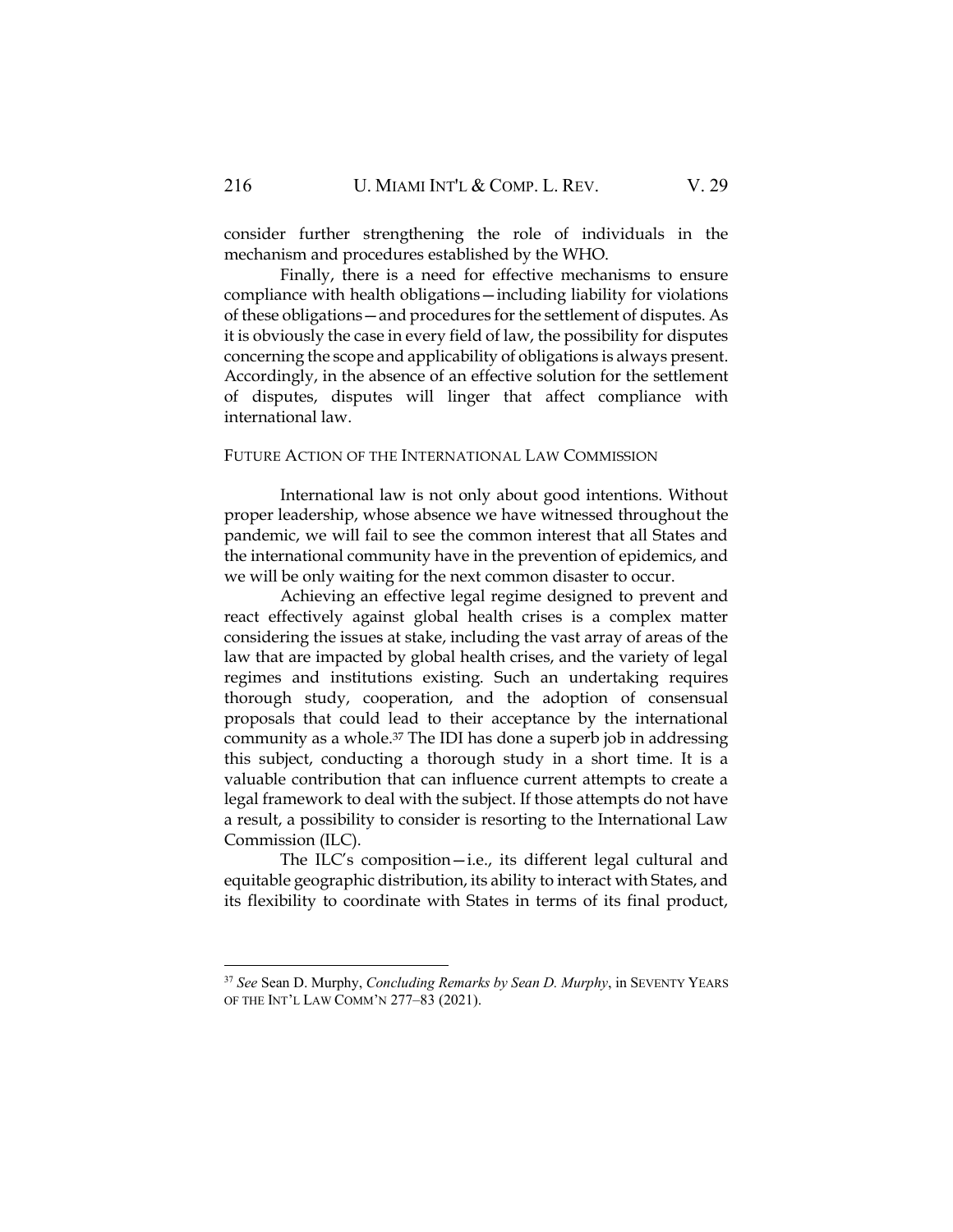consider further strengthening the role of individuals in the mechanism and procedures established by the WHO.

Finally, there is a need for effective mechanisms to ensure compliance with health obligations—including liability for violations of these obligations—and procedures for the settlement of disputes. As it is obviously the case in every field of law, the possibility for disputes concerning the scope and applicability of obligations is always present. Accordingly, in the absence of an effective solution for the settlement of disputes, disputes will linger that affect compliance with international law.

## FUTURE ACTION OF THE INTERNATIONAL LAW COMMISSION

International law is not only about good intentions. Without proper leadership, whose absence we have witnessed throughout the pandemic, we will fail to see the common interest that all States and the international community have in the prevention of epidemics, and we will be only waiting for the next common disaster to occur.

Achieving an effective legal regime designed to prevent and react effectively against global health crises is a complex matter considering the issues at stake, including the vast array of areas of the law that are impacted by global health crises, and the variety of legal regimes and institutions existing. Such an undertaking requires thorough study, cooperation, and the adoption of consensual proposals that could lead to their acceptance by the international community as a whole.[37] The IDI has done a superb job in addressing this subject, conducting a thorough study in a short time. It is a valuable contribution that can influence current attempts to create a legal framework to deal with the subject. If those attempts do not have a result, a possibility to consider is resorting to the International Law Commission (ILC).

The ILC's composition—i.e., its different legal cultural and equitable geographic distribution, its ability to interact with States, and its flexibility to coordinate with States in terms of its final product,

---

[37] *See* Sean D. Murphy, *Concluding Remarks by Sean D. Murphy*, in SEVENTY YEARS OF THE INT'L LAW COMM'N 277–83 (2021).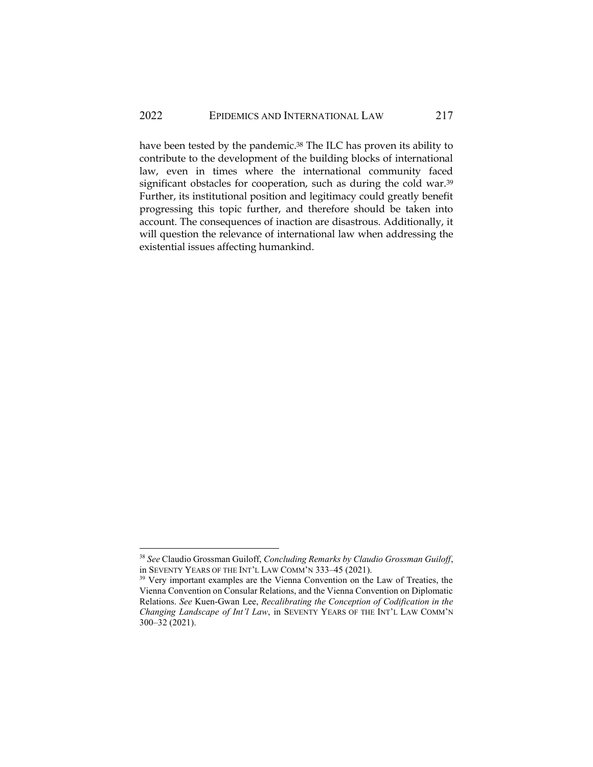have been tested by the pandemic.[38] The ILC has proven its ability to contribute to the development of the building blocks of international law, even in times where the international community faced significant obstacles for cooperation, such as during the cold war.[39] Further, its institutional position and legitimacy could greatly benefit progressing this topic further, and therefore should be taken into account. The consequences of inaction are disastrous. Additionally, it will question the relevance of international law when addressing the existential issues affecting humankind.

---

[38] *See* Claudio Grossman Guiloff, *Concluding Remarks by Claudio Grossman Guiloff*, in SEVENTY YEARS OF THE INT'L LAW COMM'N 333–45 (2021).

[39] Very important examples are the Vienna Convention on the Law of Treaties, the Vienna Convention on Consular Relations, and the Vienna Convention on Diplomatic Relations. *See* Kuen-Gwan Lee, *Recalibrating the Conception of Codification in the Changing Landscape of Int'l Law*, in SEVENTY YEARS OF THE INT'L LAW COMM'N 300–32 (2021).